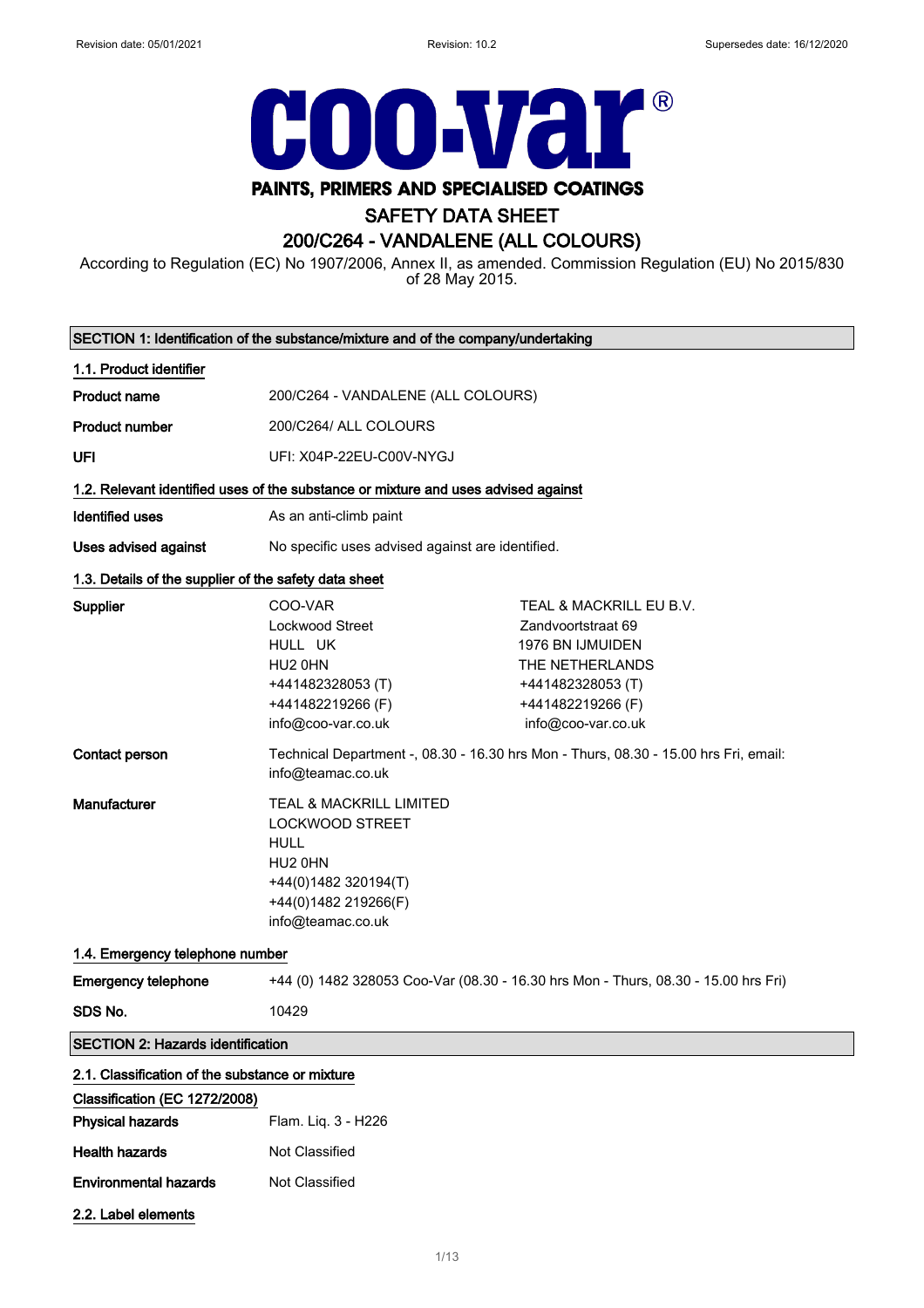Revision date: 05/01/2021 Revision: 10.2 Supersedes date: 16/12/2020

**COO-VAR®**

**PAINTS, PRIMERS AND SPECIALISED COATINGS**

# SAFETY DATA SHEET

# 200/C264 - VANDALENE (ALL COLOURS)

According to Regulation (EC) No 1907/2006, Annex II, as amended. Commission Regulation (EU) No 2015/830 of 28 May 2015.

## SECTION 1: Identification of the substance/mixture and of the company/undertaking

### 1.1. Product identifier

| | |
|---|---|
| **Product name** | 200/C264 - VANDALENE (ALL COLOURS) |
| **Product number** | 200/C264/ ALL COLOURS |
| **UFI** | UFI: X04P-22EU-C00V-NYGJ |

### 1.2. Relevant identified uses of the substance or mixture and uses advised against

| | |
|---|---|
| **Identified uses** | As an anti-climb paint |
| **Uses advised against** | No specific uses advised against are identified. |

### 1.3. Details of the supplier of the safety data sheet

| | | |
|---|---|---|
| **Supplier** | COO-VAR<br>Lockwood Street<br>HULL UK<br>HU2 0HN<br>+441482328053 (T)<br>+441482219266 (F)<br>info@coo-var.co.uk | TEAL & MACKRILL EU B.V.<br>Zandvoortstraat 69<br>1976 BN IJMUIDEN<br>THE NETHERLANDS<br>+441482328053 (T)<br>+441482219266 (F)<br>info@coo-var.co.uk |
| **Contact person** | Technical Department -, 08.30 - 16.30 hrs Mon - Thurs, 08.30 - 15.00 hrs Fri, email: info@teamac.co.uk | |
| **Manufacturer** | TEAL & MACKRILL LIMITED<br>LOCKWOOD STREET<br>HULL<br>HU2 0HN<br>+44(0)1482 320194(T)<br>+44(0)1482 219266(F)<br>info@teamac.co.uk | |

### 1.4. Emergency telephone number

| | |
|---|---|
| **Emergency telephone** | +44 (0) 1482 328053 Coo-Var (08.30 - 16.30 hrs Mon - Thurs, 08.30 - 15.00 hrs Fri) |
| **SDS No.** | 10429 |

## SECTION 2: Hazards identification

### 2.1. Classification of the substance or mixture

**Classification (EC 1272/2008)**

| | |
|---|---|
| **Physical hazards** | Flam. Liq. 3 - H226 |
| **Health hazards** | Not Classified |
| **Environmental hazards** | Not Classified |

### 2.2. Label elements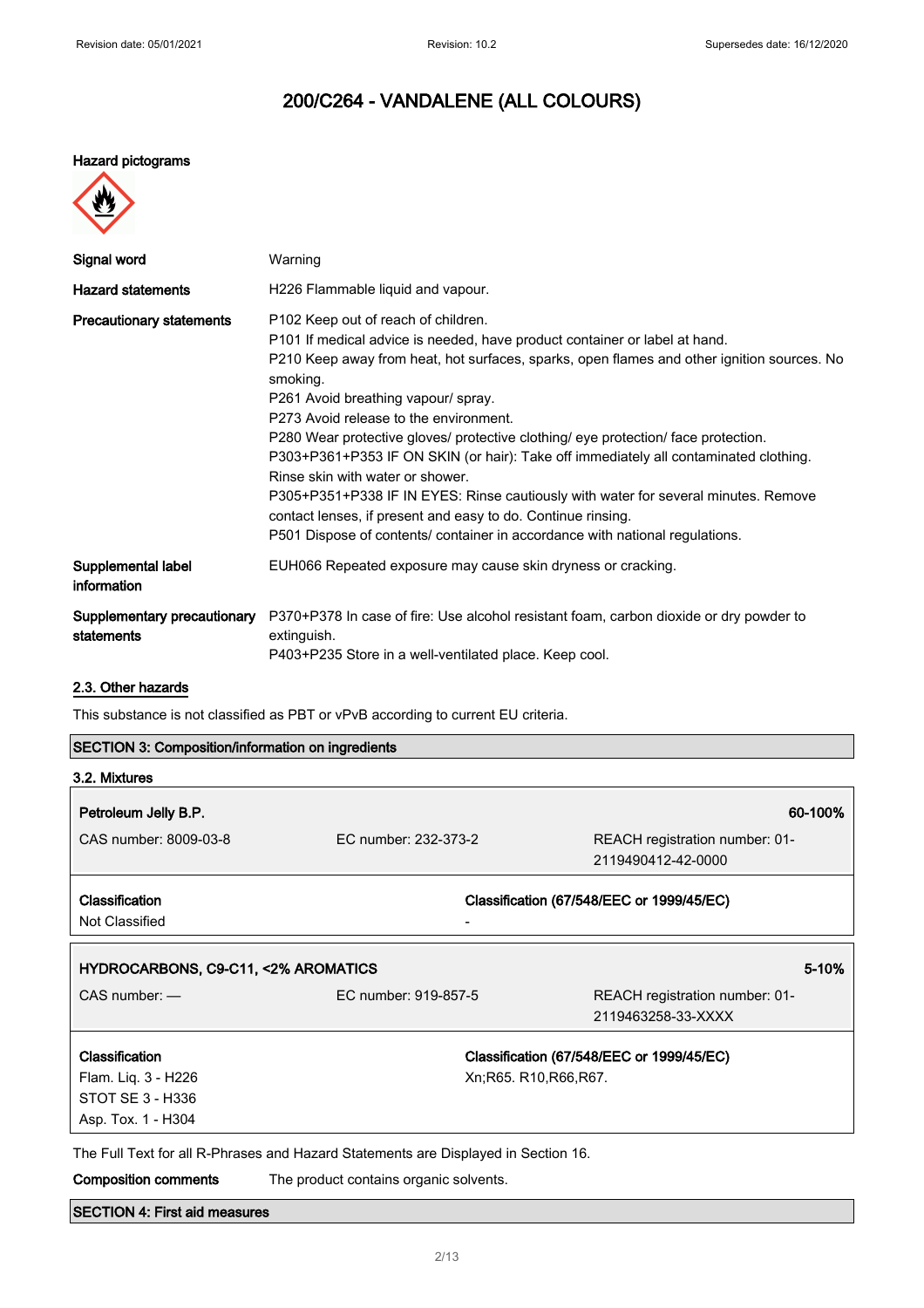# 200/C264 - VANDALENE (ALL COLOURS)

**Hazard pictograms**

| | |
|---|---|
| **Signal word** | Warning |
| **Hazard statements** | H226 Flammable liquid and vapour. |
| **Precautionary statements** | P102 Keep out of reach of children.<br>P101 If medical advice is needed, have product container or label at hand.<br>P210 Keep away from heat, hot surfaces, sparks, open flames and other ignition sources. No smoking.<br>P261 Avoid breathing vapour/ spray.<br>P273 Avoid release to the environment.<br>P280 Wear protective gloves/ protective clothing/ eye protection/ face protection.<br>P303+P361+P353 IF ON SKIN (or hair): Take off immediately all contaminated clothing. Rinse skin with water or shower.<br>P305+P351+P338 IF IN EYES: Rinse cautiously with water for several minutes. Remove contact lenses, if present and easy to do. Continue rinsing.<br>P501 Dispose of contents/ container in accordance with national regulations. |
| **Supplemental label information** | EUH066 Repeated exposure may cause skin dryness or cracking. |
| **Supplementary precautionary statements** | P370+P378 In case of fire: Use alcohol resistant foam, carbon dioxide or dry powder to extinguish.<br>P403+P235 Store in a well-ventilated place. Keep cool. |

## 2.3. Other hazards

This substance is not classified as PBT or vPvB according to current EU criteria.

## SECTION 3: Composition/information on ingredients

### 3.2. Mixtures

| **Petroleum Jelly B.P.** | | **60-100%** |
|---|---|---|
| CAS number: 8009-03-8 | EC number: 232-373-2 | REACH registration number: 01-2119490412-42-0000 |
| **Classification** | **Classification (67/548/EEC or 1999/45/EC)** | |
| Not Classified | - | |

| **HYDROCARBONS, C9-C11, <2% AROMATICS** | | **5-10%** |
|---|---|---|
| CAS number: — | EC number: 919-857-5 | REACH registration number: 01-2119463258-33-XXXX |
| **Classification** | **Classification (67/548/EEC or 1999/45/EC)** | |
| Flam. Liq. 3 - H226<br>STOT SE 3 - H336<br>Asp. Tox. 1 - H304 | Xn;R65. R10,R66,R67. | |

The Full Text for all R-Phrases and Hazard Statements are Displayed in Section 16.

**Composition comments** The product contains organic solvents.

## SECTION 4: First aid measures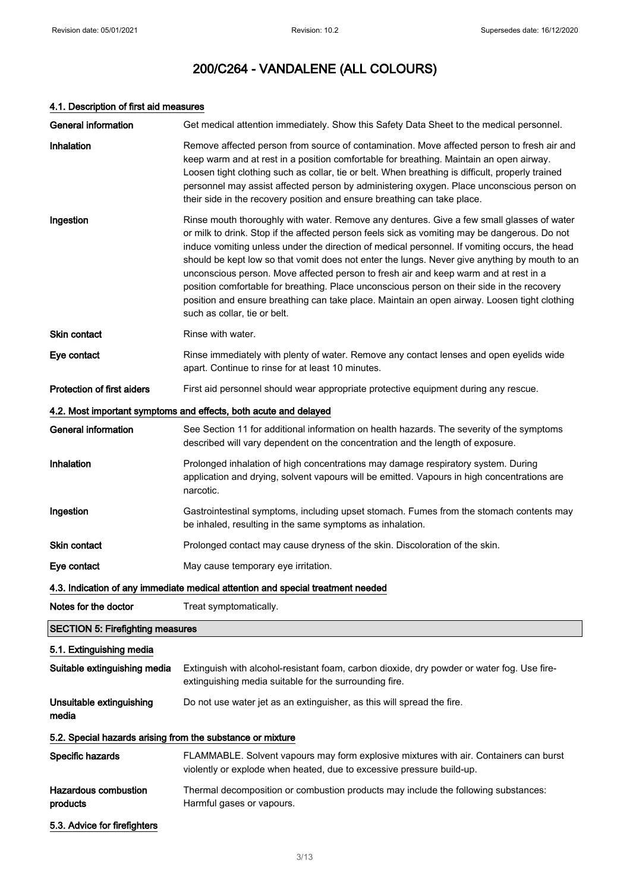# 200/C264 - VANDALENE (ALL COLOURS)

### 4.1. Description of first aid measures

| | |
|---|---|
| **General information** | Get medical attention immediately. Show this Safety Data Sheet to the medical personnel. |
| **Inhalation** | Remove affected person from source of contamination. Move affected person to fresh air and keep warm and at rest in a position comfortable for breathing. Maintain an open airway. Loosen tight clothing such as collar, tie or belt. When breathing is difficult, properly trained personnel may assist affected person by administering oxygen. Place unconscious person on their side in the recovery position and ensure breathing can take place. |
| **Ingestion** | Rinse mouth thoroughly with water. Remove any dentures. Give a few small glasses of water or milk to drink. Stop if the affected person feels sick as vomiting may be dangerous. Do not induce vomiting unless under the direction of medical personnel. If vomiting occurs, the head should be kept low so that vomit does not enter the lungs. Never give anything by mouth to an unconscious person. Move affected person to fresh air and keep warm and at rest in a position comfortable for breathing. Place unconscious person on their side in the recovery position and ensure breathing can take place. Maintain an open airway. Loosen tight clothing such as collar, tie or belt. |
| **Skin contact** | Rinse with water. |
| **Eye contact** | Rinse immediately with plenty of water. Remove any contact lenses and open eyelids wide apart. Continue to rinse for at least 10 minutes. |
| **Protection of first aiders** | First aid personnel should wear appropriate protective equipment during any rescue. |

### 4.2. Most important symptoms and effects, both acute and delayed

| | |
|---|---|
| **General information** | See Section 11 for additional information on health hazards. The severity of the symptoms described will vary dependent on the concentration and the length of exposure. |
| **Inhalation** | Prolonged inhalation of high concentrations may damage respiratory system. During application and drying, solvent vapours will be emitted. Vapours in high concentrations are narcotic. |
| **Ingestion** | Gastrointestinal symptoms, including upset stomach. Fumes from the stomach contents may be inhaled, resulting in the same symptoms as inhalation. |
| **Skin contact** | Prolonged contact may cause dryness of the skin. Discoloration of the skin. |
| **Eye contact** | May cause temporary eye irritation. |

### 4.3. Indication of any immediate medical attention and special treatment needed

| | |
|---|---|
| **Notes for the doctor** | Treat symptomatically. |

## SECTION 5: Firefighting measures

### 5.1. Extinguishing media

| | |
|---|---|
| **Suitable extinguishing media** | Extinguish with alcohol-resistant foam, carbon dioxide, dry powder or water fog. Use fire-extinguishing media suitable for the surrounding fire. |
| **Unsuitable extinguishing media** | Do not use water jet as an extinguisher, as this will spread the fire. |

### 5.2. Special hazards arising from the substance or mixture

| | |
|---|---|
| **Specific hazards** | FLAMMABLE. Solvent vapours may form explosive mixtures with air. Containers can burst violently or explode when heated, due to excessive pressure build-up. |
| **Hazardous combustion products** | Thermal decomposition or combustion products may include the following substances: Harmful gases or vapours. |

### 5.3. Advice for firefighters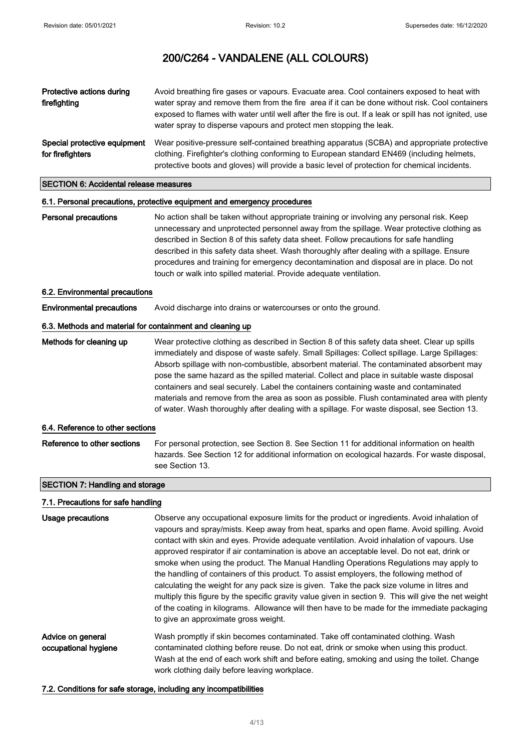| | |
|---|---|
| **Protective actions during firefighting** | Avoid breathing fire gases or vapours. Evacuate area. Cool containers exposed to heat with water spray and remove them from the fire area if it can be done without risk. Cool containers exposed to flames with water until well after the fire is out. If a leak or spill has not ignited, use water spray to disperse vapours and protect men stopping the leak. |
| **Special protective equipment for firefighters** | Wear positive-pressure self-contained breathing apparatus (SCBA) and appropriate protective clothing. Firefighter's clothing conforming to European standard EN469 (including helmets, protective boots and gloves) will provide a basic level of protection for chemical incidents. |

## SECTION 6: Accidental release measures

### 6.1. Personal precautions, protective equipment and emergency procedures

| | |
|---|---|
| **Personal precautions** | No action shall be taken without appropriate training or involving any personal risk. Keep unnecessary and unprotected personnel away from the spillage. Wear protective clothing as described in Section 8 of this safety data sheet. Follow precautions for safe handling described in this safety data sheet. Wash thoroughly after dealing with a spillage. Ensure procedures and training for emergency decontamination and disposal are in place. Do not touch or walk into spilled material. Provide adequate ventilation. |

### 6.2. Environmental precautions

| | |
|---|---|
| **Environmental precautions** | Avoid discharge into drains or watercourses or onto the ground. |

### 6.3. Methods and material for containment and cleaning up

| | |
|---|---|
| **Methods for cleaning up** | Wear protective clothing as described in Section 8 of this safety data sheet. Clear up spills immediately and dispose of waste safely. Small Spillages: Collect spillage. Large Spillages: Absorb spillage with non-combustible, absorbent material. The contaminated absorbent may pose the same hazard as the spilled material. Collect and place in suitable waste disposal containers and seal securely. Label the containers containing waste and contaminated materials and remove from the area as soon as possible. Flush contaminated area with plenty of water. Wash thoroughly after dealing with a spillage. For waste disposal, see Section 13. |

### 6.4. Reference to other sections

| | |
|---|---|
| **Reference to other sections** | For personal protection, see Section 8. See Section 11 for additional information on health hazards. See Section 12 for additional information on ecological hazards. For waste disposal, see Section 13. |

## SECTION 7: Handling and storage

### 7.1. Precautions for safe handling

| | |
|---|---|
| **Usage precautions** | Observe any occupational exposure limits for the product or ingredients. Avoid inhalation of vapours and spray/mists. Keep away from heat, sparks and open flame. Avoid spilling. Avoid contact with skin and eyes. Provide adequate ventilation. Avoid inhalation of vapours. Use approved respirator if air contamination is above an acceptable level. Do not eat, drink or smoke when using the product. The Manual Handling Operations Regulations may apply to the handling of containers of this product. To assist employers, the following method of calculating the weight for any pack size is given. Take the pack size volume in litres and multiply this figure by the specific gravity value given in section 9. This will give the net weight of the coating in kilograms. Allowance will then have to be made for the immediate packaging to give an approximate gross weight. |
| **Advice on general occupational hygiene** | Wash promptly if skin becomes contaminated. Take off contaminated clothing. Wash contaminated clothing before reuse. Do not eat, drink or smoke when using this product. Wash at the end of each work shift and before eating, smoking and using the toilet. Change work clothing daily before leaving workplace. |

### 7.2. Conditions for safe storage, including any incompatibilities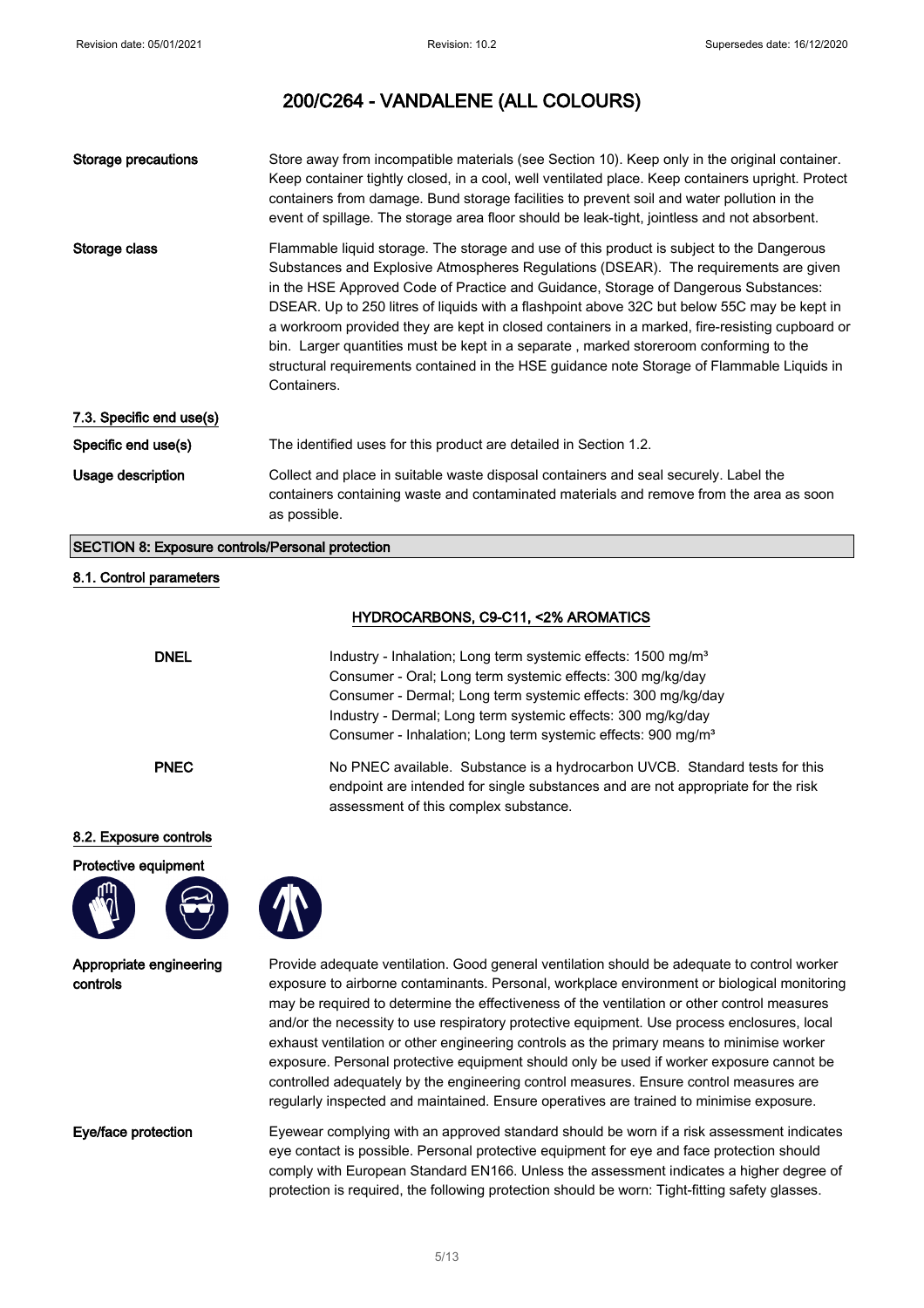# 200/C264 - VANDALENE (ALL COLOURS)

**Storage precautions** Store away from incompatible materials (see Section 10). Keep only in the original container. Keep container tightly closed, in a cool, well ventilated place. Keep containers upright. Protect containers from damage. Bund storage facilities to prevent soil and water pollution in the event of spillage. The storage area floor should be leak-tight, jointless and not absorbent.

**Storage class** Flammable liquid storage. The storage and use of this product is subject to the Dangerous Substances and Explosive Atmospheres Regulations (DSEAR). The requirements are given in the HSE Approved Code of Practice and Guidance, Storage of Dangerous Substances: DSEAR. Up to 250 litres of liquids with a flashpoint above 32C but below 55C may be kept in a workroom provided they are kept in closed containers in a marked, fire-resisting cupboard or bin. Larger quantities must be kept in a separate , marked storeroom conforming to the structural requirements contained in the HSE guidance note Storage of Flammable Liquids in Containers.

### 7.3. Specific end use(s)

**Specific end use(s)** The identified uses for this product are detailed in Section 1.2.

**Usage description** Collect and place in suitable waste disposal containers and seal securely. Label the containers containing waste and contaminated materials and remove from the area as soon as possible.

## SECTION 8: Exposure controls/Personal protection

### 8.1. Control parameters

**HYDROCARBONS, C9-C11, <2% AROMATICS**

**DNEL**
Industry - Inhalation; Long term systemic effects: 1500 mg/m³
Consumer - Oral; Long term systemic effects: 300 mg/kg/day
Consumer - Dermal; Long term systemic effects: 300 mg/kg/day
Industry - Dermal; Long term systemic effects: 300 mg/kg/day
Consumer - Inhalation; Long term systemic effects: 900 mg/m³

**PNEC** No PNEC available. Substance is a hydrocarbon UVCB. Standard tests for this endpoint are intended for single substances and are not appropriate for the risk assessment of this complex substance.

### 8.2. Exposure controls

**Protective equipment**

**Appropriate engineering controls** Provide adequate ventilation. Good general ventilation should be adequate to control worker exposure to airborne contaminants. Personal, workplace environment or biological monitoring may be required to determine the effectiveness of the ventilation or other control measures and/or the necessity to use respiratory protective equipment. Use process enclosures, local exhaust ventilation or other engineering controls as the primary means to minimise worker exposure. Personal protective equipment should only be used if worker exposure cannot be controlled adequately by the engineering control measures. Ensure control measures are regularly inspected and maintained. Ensure operatives are trained to minimise exposure.

**Eye/face protection** Eyewear complying with an approved standard should be worn if a risk assessment indicates eye contact is possible. Personal protective equipment for eye and face protection should comply with European Standard EN166. Unless the assessment indicates a higher degree of protection is required, the following protection should be worn: Tight-fitting safety glasses.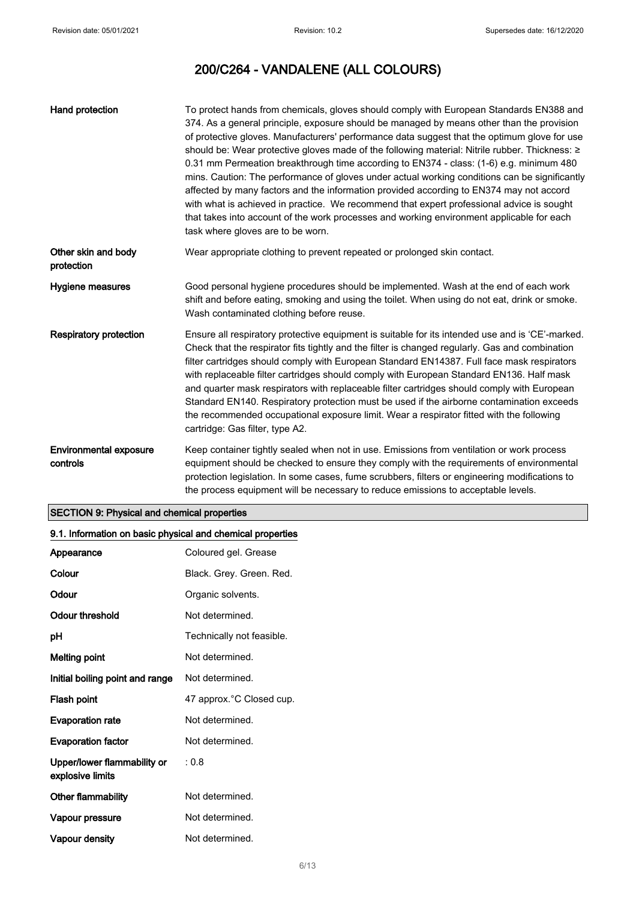# 200/C264 - VANDALENE (ALL COLOURS)

| | |
|---|---|
| **Hand protection** | To protect hands from chemicals, gloves should comply with European Standards EN388 and 374. As a general principle, exposure should be managed by means other than the provision of protective gloves. Manufacturers' performance data suggest that the optimum glove for use should be: Wear protective gloves made of the following material: Nitrile rubber. Thickness: ≥ 0.31 mm Permeation breakthrough time according to EN374 - class: (1-6) e.g. minimum 480 mins. Caution: The performance of gloves under actual working conditions can be significantly affected by many factors and the information provided according to EN374 may not accord with what is achieved in practice. We recommend that expert professional advice is sought that takes into account of the work processes and working environment applicable for each task where gloves are to be worn. |
| **Other skin and body protection** | Wear appropriate clothing to prevent repeated or prolonged skin contact. |
| **Hygiene measures** | Good personal hygiene procedures should be implemented. Wash at the end of each work shift and before eating, smoking and using the toilet. When using do not eat, drink or smoke. Wash contaminated clothing before reuse. |
| **Respiratory protection** | Ensure all respiratory protective equipment is suitable for its intended use and is 'CE'-marked. Check that the respirator fits tightly and the filter is changed regularly. Gas and combination filter cartridges should comply with European Standard EN14387. Full face mask respirators with replaceable filter cartridges should comply with European Standard EN136. Half mask and quarter mask respirators with replaceable filter cartridges should comply with European Standard EN140. Respiratory protection must be used if the airborne contamination exceeds the recommended occupational exposure limit. Wear a respirator fitted with the following cartridge: Gas filter, type A2. |
| **Environmental exposure controls** | Keep container tightly sealed when not in use. Emissions from ventilation or work process equipment should be checked to ensure they comply with the requirements of environmental protection legislation. In some cases, fume scrubbers, filters or engineering modifications to the process equipment will be necessary to reduce emissions to acceptable levels. |

## SECTION 9: Physical and chemical properties

### 9.1. Information on basic physical and chemical properties

| | |
|---|---|
| **Appearance** | Coloured gel. Grease |
| **Colour** | Black. Grey. Green. Red. |
| **Odour** | Organic solvents. |
| **Odour threshold** | Not determined. |
| **pH** | Technically not feasible. |
| **Melting point** | Not determined. |
| **Initial boiling point and range** | Not determined. |
| **Flash point** | 47 approx.°C Closed cup. |
| **Evaporation rate** | Not determined. |
| **Evaporation factor** | Not determined. |
| **Upper/lower flammability or explosive limits** | : 0.8 |
| **Other flammability** | Not determined. |
| **Vapour pressure** | Not determined. |
| **Vapour density** | Not determined. |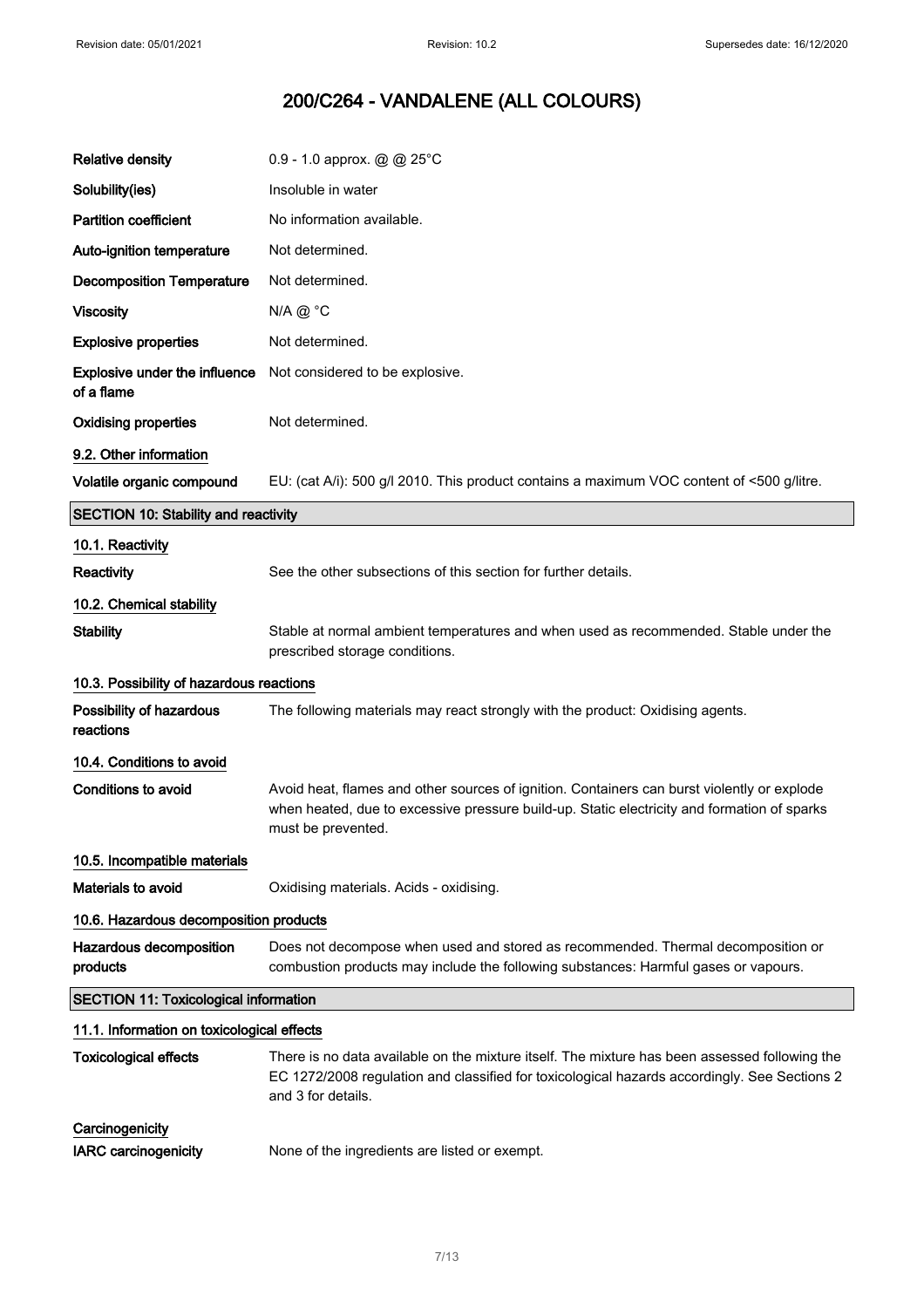# 200/C264 - VANDALENE (ALL COLOURS)

| | |
|---|---|
| **Relative density** | 0.9 - 1.0 approx. @ @ 25°C |
| **Solubility(ies)** | Insoluble in water |
| **Partition coefficient** | No information available. |
| **Auto-ignition temperature** | Not determined. |
| **Decomposition Temperature** | Not determined. |
| **Viscosity** | N/A @ °C |
| **Explosive properties** | Not determined. |
| **Explosive under the influence of a flame** | Not considered to be explosive. |
| **Oxidising properties** | Not determined. |

**9.2. Other information**

| | |
|---|---|
| **Volatile organic compound** | EU: (cat A/i): 500 g/l 2010. This product contains a maximum VOC content of <500 g/litre. |

## SECTION 10: Stability and reactivity

**10.1. Reactivity**

| | |
|---|---|
| **Reactivity** | See the other subsections of this section for further details. |

**10.2. Chemical stability**

| | |
|---|---|
| **Stability** | Stable at normal ambient temperatures and when used as recommended. Stable under the prescribed storage conditions. |

**10.3. Possibility of hazardous reactions**

| | |
|---|---|
| **Possibility of hazardous reactions** | The following materials may react strongly with the product: Oxidising agents. |

**10.4. Conditions to avoid**

| | |
|---|---|
| **Conditions to avoid** | Avoid heat, flames and other sources of ignition. Containers can burst violently or explode when heated, due to excessive pressure build-up. Static electricity and formation of sparks must be prevented. |

**10.5. Incompatible materials**

| | |
|---|---|
| **Materials to avoid** | Oxidising materials. Acids - oxidising. |

**10.6. Hazardous decomposition products**

| | |
|---|---|
| **Hazardous decomposition products** | Does not decompose when used and stored as recommended. Thermal decomposition or combustion products may include the following substances: Harmful gases or vapours. |

## SECTION 11: Toxicological information

**11.1. Information on toxicological effects**

| | |
|---|---|
| **Toxicological effects** | There is no data available on the mixture itself. The mixture has been assessed following the EC 1272/2008 regulation and classified for toxicological hazards accordingly. See Sections 2 and 3 for details. |

**Carcinogenicity**

| | |
|---|---|
| **IARC carcinogenicity** | None of the ingredients are listed or exempt. |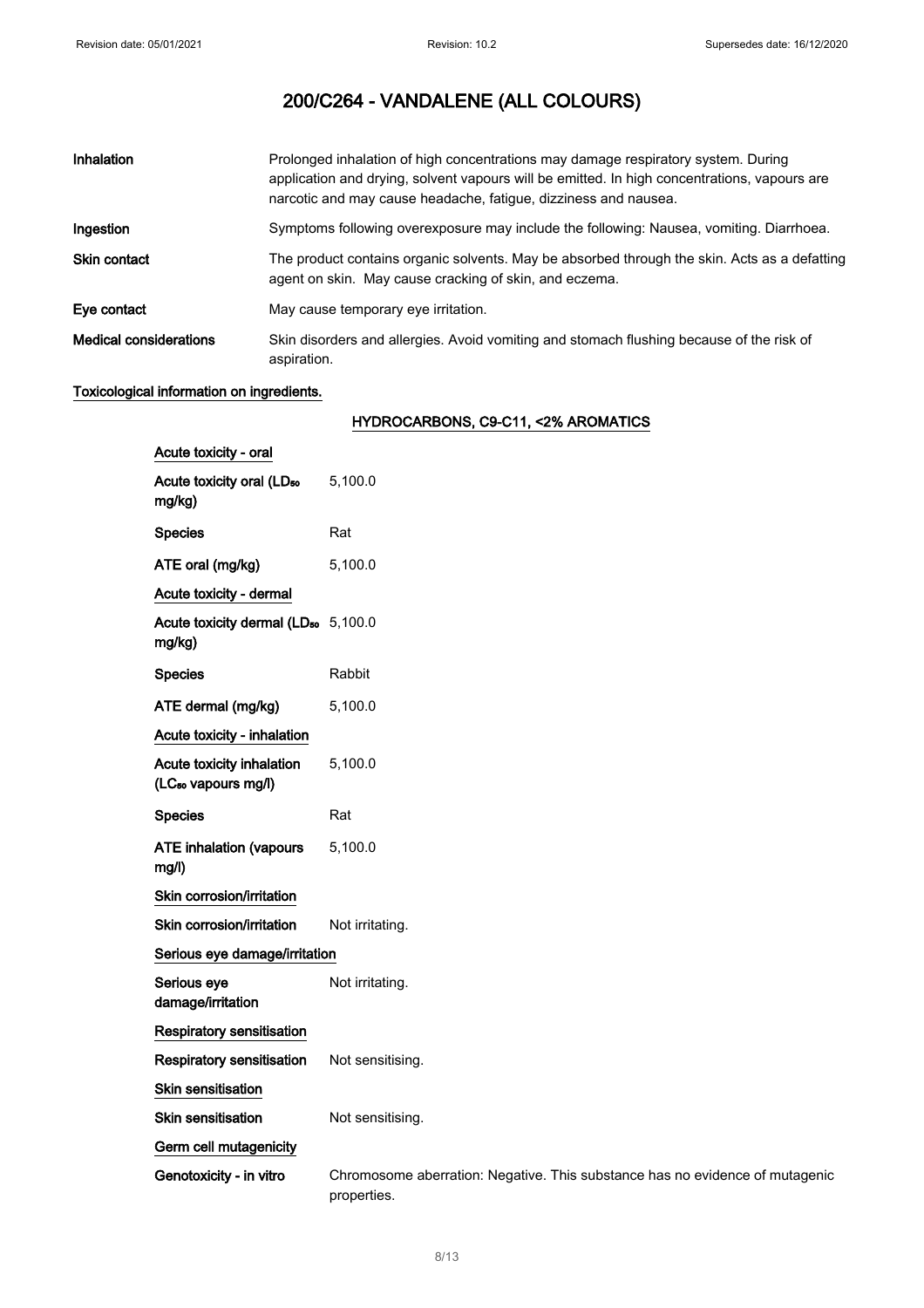# 200/C264 - VANDALENE (ALL COLOURS)

| | |
|---|---|
| **Inhalation** | Prolonged inhalation of high concentrations may damage respiratory system. During application and drying, solvent vapours will be emitted. In high concentrations, vapours are narcotic and may cause headache, fatigue, dizziness and nausea. |
| **Ingestion** | Symptoms following overexposure may include the following: Nausea, vomiting. Diarrhoea. |
| **Skin contact** | The product contains organic solvents. May be absorbed through the skin. Acts as a defatting agent on skin. May cause cracking of skin, and eczema. |
| **Eye contact** | May cause temporary eye irritation. |
| **Medical considerations** | Skin disorders and allergies. Avoid vomiting and stomach flushing because of the risk of aspiration. |

**Toxicological information on ingredients.**

**HYDROCARBONS, C9-C11, <2% AROMATICS**

**Acute toxicity - oral**

| | |
|---|---|
| **Acute toxicity oral ($LD_{50}$ mg/kg)** | 5,100.0 |
| **Species** | Rat |
| **ATE oral (mg/kg)** | 5,100.0 |

**Acute toxicity - dermal**

| | |
|---|---|
| **Acute toxicity dermal ($LD_{50}$ mg/kg)** | 5,100.0 |
| **Species** | Rabbit |
| **ATE dermal (mg/kg)** | 5,100.0 |

**Acute toxicity - inhalation**

| | |
|---|---|
| **Acute toxicity inhalation ($LC_{50}$ vapours mg/l)** | 5,100.0 |
| **Species** | Rat |
| **ATE inhalation (vapours mg/l)** | 5,100.0 |

**Skin corrosion/irritation**

| | |
|---|---|
| **Skin corrosion/irritation** | Not irritating. |

**Serious eye damage/irritation**

| | |
|---|---|
| **Serious eye damage/irritation** | Not irritating. |

**Respiratory sensitisation**

| | |
|---|---|
| **Respiratory sensitisation** | Not sensitising. |

**Skin sensitisation**

| | |
|---|---|
| **Skin sensitisation** | Not sensitising. |

**Germ cell mutagenicity**

| | |
|---|---|
| **Genotoxicity - in vitro** | Chromosome aberration: Negative. This substance has no evidence of mutagenic properties. |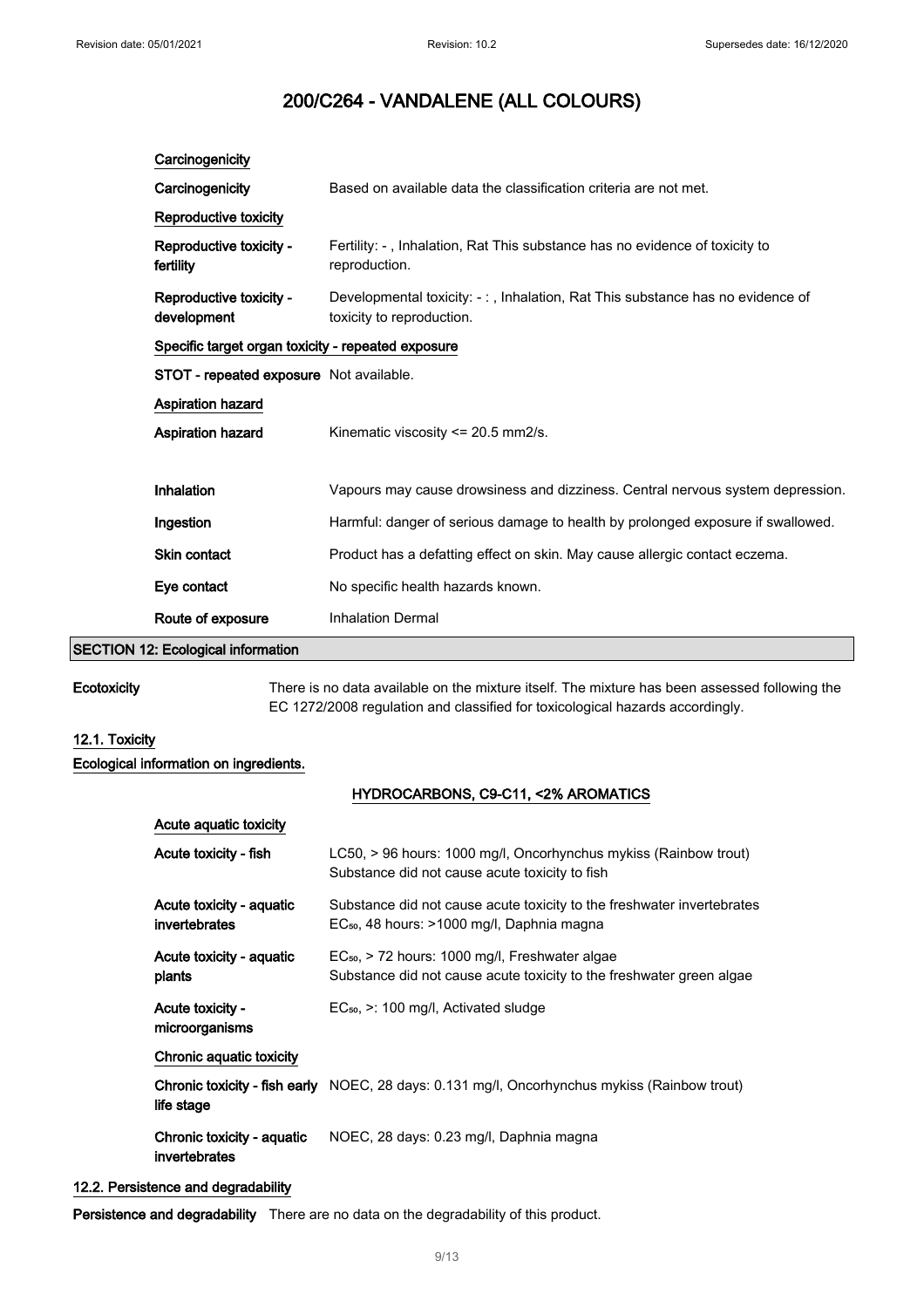**Carcinogenicity**

| | |
|---|---|
| **Carcinogenicity** | Based on available data the classification criteria are not met. |

**Reproductive toxicity**

| | |
|---|---|
| **Reproductive toxicity - fertility** | Fertility: - , Inhalation, Rat This substance has no evidence of toxicity to reproduction. |
| **Reproductive toxicity - development** | Developmental toxicity: - : , Inhalation, Rat This substance has no evidence of toxicity to reproduction. |

**Specific target organ toxicity - repeated exposure**

| | |
|---|---|
| **STOT - repeated exposure** | Not available. |

**Aspiration hazard**

| | |
|---|---|
| **Aspiration hazard** | Kinematic viscosity <= 20.5 mm2/s. |

| | |
|---|---|
| **Inhalation** | Vapours may cause drowsiness and dizziness. Central nervous system depression. |
| **Ingestion** | Harmful: danger of serious damage to health by prolonged exposure if swallowed. |
| **Skin contact** | Product has a defatting effect on skin. May cause allergic contact eczema. |
| **Eye contact** | No specific health hazards known. |
| **Route of exposure** | Inhalation Dermal |

## SECTION 12: Ecological information

**Ecotoxicity** There is no data available on the mixture itself. The mixture has been assessed following the EC 1272/2008 regulation and classified for toxicological hazards accordingly.

### 12.1. Toxicity

**Ecological information on ingredients.**

**HYDROCARBONS, C9-C11, <2% AROMATICS**

**Acute aquatic toxicity**

| | |
|---|---|
| **Acute toxicity - fish** | LC50, > 96 hours: 1000 mg/l, Oncorhynchus mykiss (Rainbow trout)<br>Substance did not cause acute toxicity to fish |
| **Acute toxicity - aquatic invertebrates** | Substance did not cause acute toxicity to the freshwater invertebrates<br>$EC_{50}$, 48 hours: >1000 mg/l, Daphnia magna |
| **Acute toxicity - aquatic plants** | $EC_{50}$, > 72 hours: 1000 mg/l, Freshwater algae<br>Substance did not cause acute toxicity to the freshwater green algae |
| **Acute toxicity - microorganisms** | $EC_{50}$, >: 100 mg/l, Activated sludge |

**Chronic aquatic toxicity**

| | |
|---|---|
| **Chronic toxicity - fish early life stage** | NOEC, 28 days: 0.131 mg/l, Oncorhynchus mykiss (Rainbow trout) |
| **Chronic toxicity - aquatic invertebrates** | NOEC, 28 days: 0.23 mg/l, Daphnia magna |

### 12.2. Persistence and degradability

**Persistence and degradability** There are no data on the degradability of this product.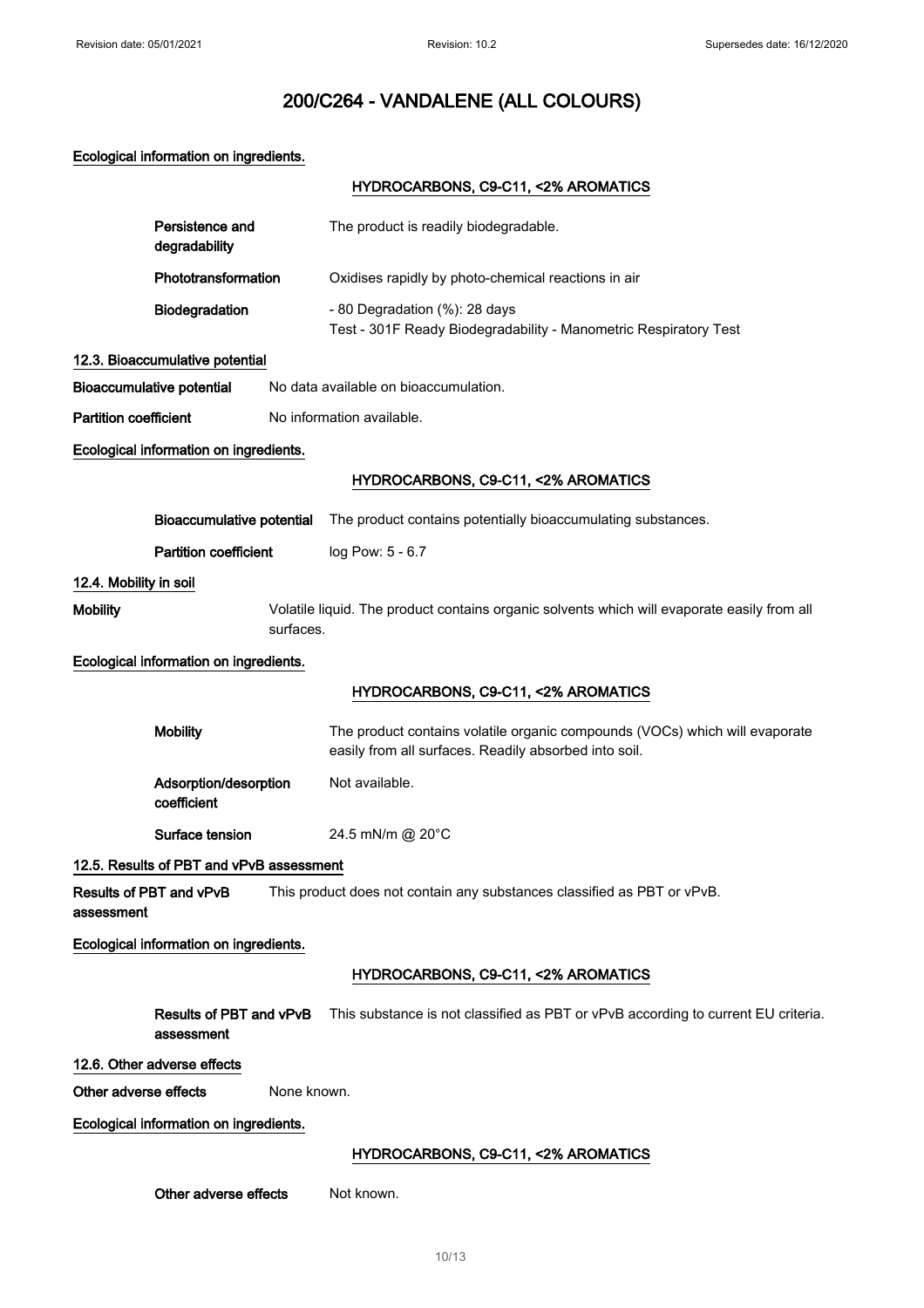# 200/C264 - VANDALENE (ALL COLOURS)

**Ecological information on ingredients.**

**HYDROCARBONS, C9-C11, <2% AROMATICS**

**Persistence and degradability** The product is readily biodegradable.

**Phototransformation** Oxidises rapidly by photo-chemical reactions in air

**Biodegradation** - 80 Degradation (%): 28 days
Test - 301F Ready Biodegradability - Manometric Respiratory Test

## 12.3. Bioaccumulative potential

**Bioaccumulative potential** No data available on bioaccumulation.

**Partition coefficient** No information available.

**Ecological information on ingredients.**

**HYDROCARBONS, C9-C11, <2% AROMATICS**

**Bioaccumulative potential** The product contains potentially bioaccumulating substances.

**Partition coefficient** log Pow: 5 - 6.7

## 12.4. Mobility in soil

**Mobility** Volatile liquid. The product contains organic solvents which will evaporate easily from all surfaces.

**Ecological information on ingredients.**

**HYDROCARBONS, C9-C11, <2% AROMATICS**

**Mobility** The product contains volatile organic compounds (VOCs) which will evaporate easily from all surfaces. Readily absorbed into soil.

**Adsorption/desorption coefficient** Not available.

**Surface tension** 24.5 mN/m @ 20°C

## 12.5. Results of PBT and vPvB assessment

**Results of PBT and vPvB assessment** This product does not contain any substances classified as PBT or vPvB.

**Ecological information on ingredients.**

**HYDROCARBONS, C9-C11, <2% AROMATICS**

**Results of PBT and vPvB assessment** This substance is not classified as PBT or vPvB according to current EU criteria.

## 12.6. Other adverse effects

**Other adverse effects** None known.

**Ecological information on ingredients.**

**HYDROCARBONS, C9-C11, <2% AROMATICS**

**Other adverse effects** Not known.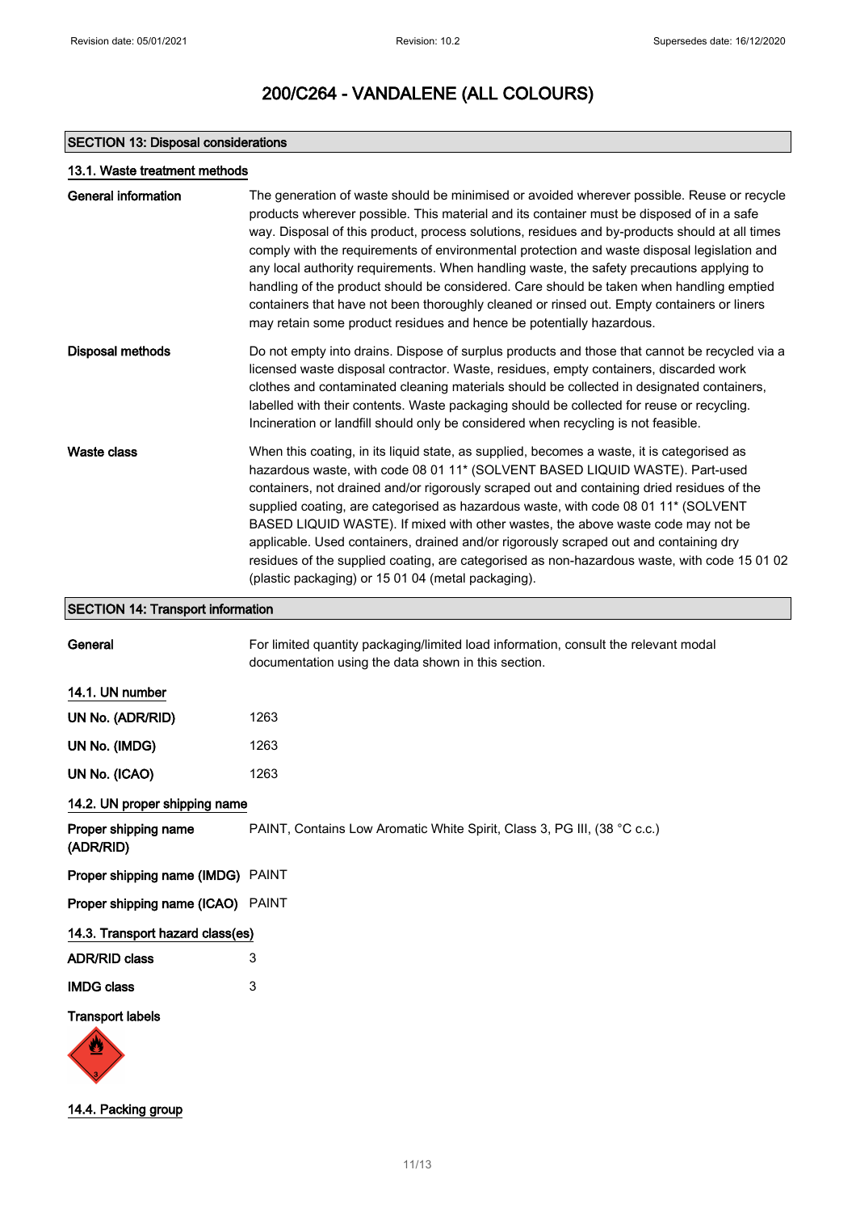# 200/C264 - VANDALENE (ALL COLOURS)

## SECTION 13: Disposal considerations

### 13.1. Waste treatment methods

**General information**

The generation of waste should be minimised or avoided wherever possible. Reuse or recycle products wherever possible. This material and its container must be disposed of in a safe way. Disposal of this product, process solutions, residues and by-products should at all times comply with the requirements of environmental protection and waste disposal legislation and any local authority requirements. When handling waste, the safety precautions applying to handling of the product should be considered. Care should be taken when handling emptied containers that have not been thoroughly cleaned or rinsed out. Empty containers or liners may retain some product residues and hence be potentially hazardous.

**Disposal methods**

Do not empty into drains. Dispose of surplus products and those that cannot be recycled via a licensed waste disposal contractor. Waste, residues, empty containers, discarded work clothes and contaminated cleaning materials should be collected in designated containers, labelled with their contents. Waste packaging should be collected for reuse or recycling. Incineration or landfill should only be considered when recycling is not feasible.

**Waste class**

When this coating, in its liquid state, as supplied, becomes a waste, it is categorised as hazardous waste, with code 08 01 11* (SOLVENT BASED LIQUID WASTE). Part-used containers, not drained and/or rigorously scraped out and containing dried residues of the supplied coating, are categorised as hazardous waste, with code 08 01 11* (SOLVENT BASED LIQUID WASTE). If mixed with other wastes, the above waste code may not be applicable. Used containers, drained and/or rigorously scraped out and containing dry residues of the supplied coating, are categorised as non-hazardous waste, with code 15 01 02 (plastic packaging) or 15 01 04 (metal packaging).

## SECTION 14: Transport information

**General**

For limited quantity packaging/limited load information, consult the relevant modal documentation using the data shown in this section.

### 14.1. UN number

**UN No. (ADR/RID)** 1263

**UN No. (IMDG)** 1263

**UN No. (ICAO)** 1263

### 14.2. UN proper shipping name

**Proper shipping name (ADR/RID)** PAINT, Contains Low Aromatic White Spirit, Class 3, PG III, (38 °C c.c.)

**Proper shipping name (IMDG)** PAINT

**Proper shipping name (ICAO)** PAINT

### 14.3. Transport hazard class(es)

**ADR/RID class** 3

**IMDG class** 3

**Transport labels**

### 14.4. Packing group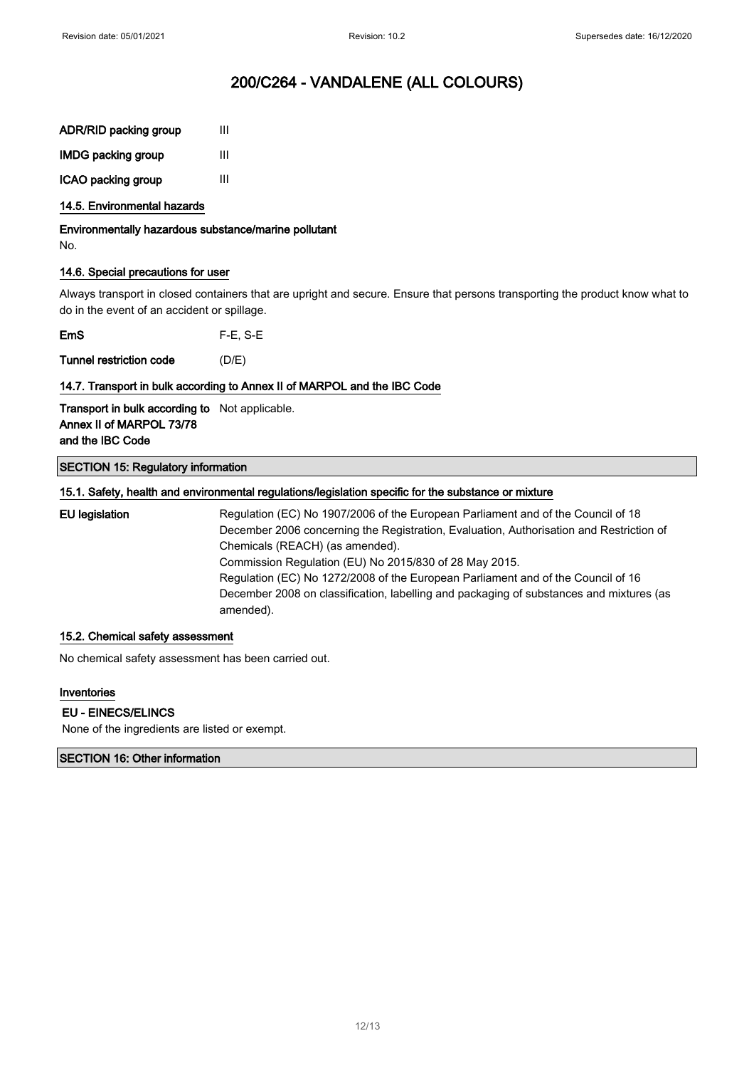| | |
|---|---|
| **ADR/RID packing group** | III |
| **IMDG packing group** | III |
| **ICAO packing group** | III |

### 14.5. Environmental hazards

**Environmentally hazardous substance/marine pollutant**

No.

### 14.6. Special precautions for user

Always transport in closed containers that are upright and secure. Ensure that persons transporting the product know what to do in the event of an accident or spillage.

| | |
|---|---|
| **EmS** | F-E, S-E |
| **Tunnel restriction code** | (D/E) |

### 14.7. Transport in bulk according to Annex II of MARPOL and the IBC Code

| | |
|---|---|
| **Transport in bulk according to Annex II of MARPOL 73/78 and the IBC Code** | Not applicable. |

## SECTION 15: Regulatory information

### 15.1. Safety, health and environmental regulations/legislation specific for the substance or mixture

**EU legislation**

Regulation (EC) No 1907/2006 of the European Parliament and of the Council of 18 December 2006 concerning the Registration, Evaluation, Authorisation and Restriction of Chemicals (REACH) (as amended).
Commission Regulation (EU) No 2015/830 of 28 May 2015.
Regulation (EC) No 1272/2008 of the European Parliament and of the Council of 16 December 2008 on classification, labelling and packaging of substances and mixtures (as amended).

### 15.2. Chemical safety assessment

No chemical safety assessment has been carried out.

### Inventories

**EU - EINECS/ELINCS**

None of the ingredients are listed or exempt.

## SECTION 16: Other information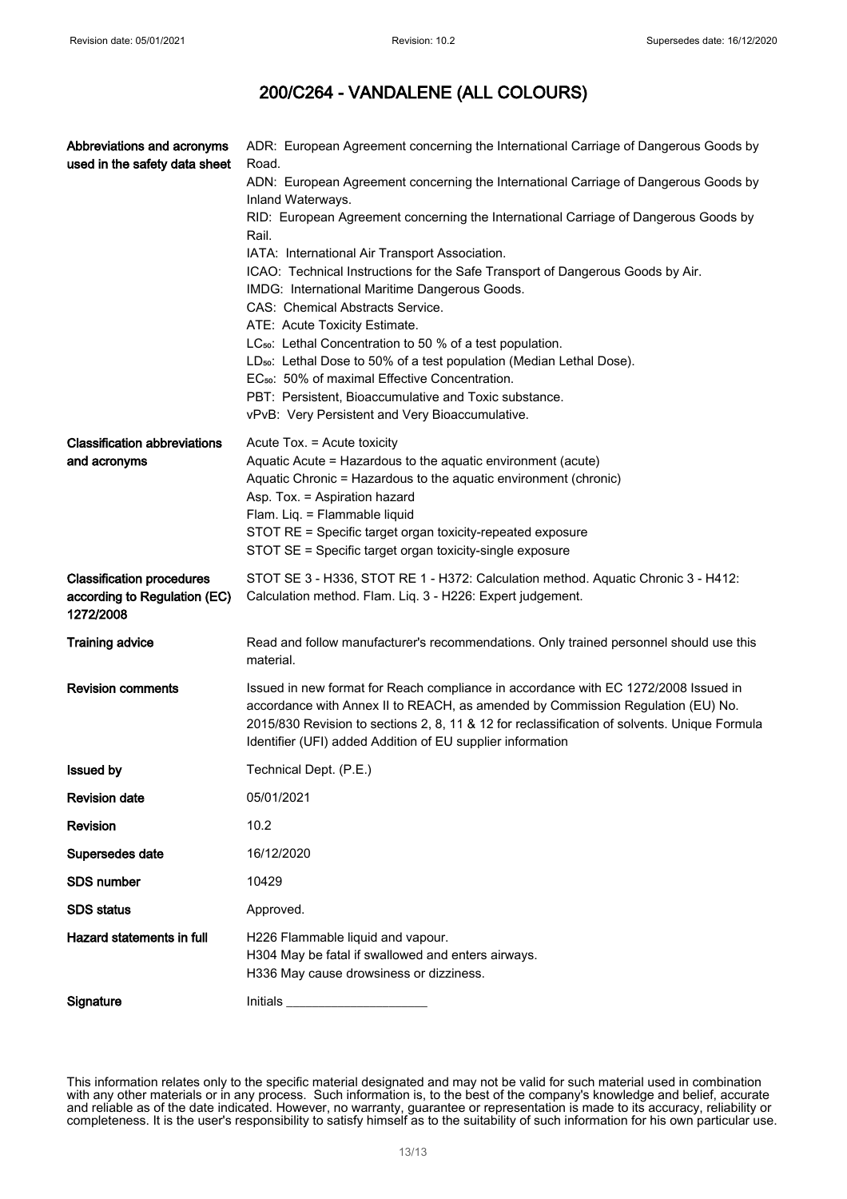# 200/C264 - VANDALENE (ALL COLOURS)

| | |
|---|---|
| **Abbreviations and acronyms used in the safety data sheet** | ADR: European Agreement concerning the International Carriage of Dangerous Goods by Road.<br>ADN: European Agreement concerning the International Carriage of Dangerous Goods by Inland Waterways.<br>RID: European Agreement concerning the International Carriage of Dangerous Goods by Rail.<br>IATA: International Air Transport Association.<br>ICAO: Technical Instructions for the Safe Transport of Dangerous Goods by Air.<br>IMDG: International Maritime Dangerous Goods.<br>CAS: Chemical Abstracts Service.<br>ATE: Acute Toxicity Estimate.<br>$LC_{50}$: Lethal Concentration to 50 % of a test population.<br>$LD_{50}$: Lethal Dose to 50% of a test population (Median Lethal Dose).<br>$EC_{50}$: 50% of maximal Effective Concentration.<br>PBT: Persistent, Bioaccumulative and Toxic substance.<br>vPvB: Very Persistent and Very Bioaccumulative. |
| **Classification abbreviations and acronyms** | Acute Tox. = Acute toxicity<br>Aquatic Acute = Hazardous to the aquatic environment (acute)<br>Aquatic Chronic = Hazardous to the aquatic environment (chronic)<br>Asp. Tox. = Aspiration hazard<br>Flam. Liq. = Flammable liquid<br>STOT RE = Specific target organ toxicity-repeated exposure<br>STOT SE = Specific target organ toxicity-single exposure |
| **Classification procedures according to Regulation (EC) 1272/2008** | STOT SE 3 - H336, STOT RE 1 - H372: Calculation method. Aquatic Chronic 3 - H412: Calculation method. Flam. Liq. 3 - H226: Expert judgement. |
| **Training advice** | Read and follow manufacturer's recommendations. Only trained personnel should use this material. |
| **Revision comments** | Issued in new format for Reach compliance in accordance with EC 1272/2008 Issued in accordance with Annex II to REACH, as amended by Commission Regulation (EU) No. 2015/830 Revision to sections 2, 8, 11 & 12 for reclassification of solvents. Unique Formula Identifier (UFI) added Addition of EU supplier information |
| **Issued by** | Technical Dept. (P.E.) |
| **Revision date** | 05/01/2021 |
| **Revision** | 10.2 |
| **Supersedes date** | 16/12/2020 |
| **SDS number** | 10429 |
| **SDS status** | Approved. |
| **Hazard statements in full** | H226 Flammable liquid and vapour.<br>H304 May be fatal if swallowed and enters airways.<br>H336 May cause drowsiness or dizziness. |
| **Signature** | Initials ____________________ |

This information relates only to the specific material designated and may not be valid for such material used in combination with any other materials or in any process. Such information is, to the best of the company's knowledge and belief, accurate and reliable as of the date indicated. However, no warranty, guarantee or representation is made to its accuracy, reliability or completeness. It is the user's responsibility to satisfy himself as to the suitability of such information for his own particular use.